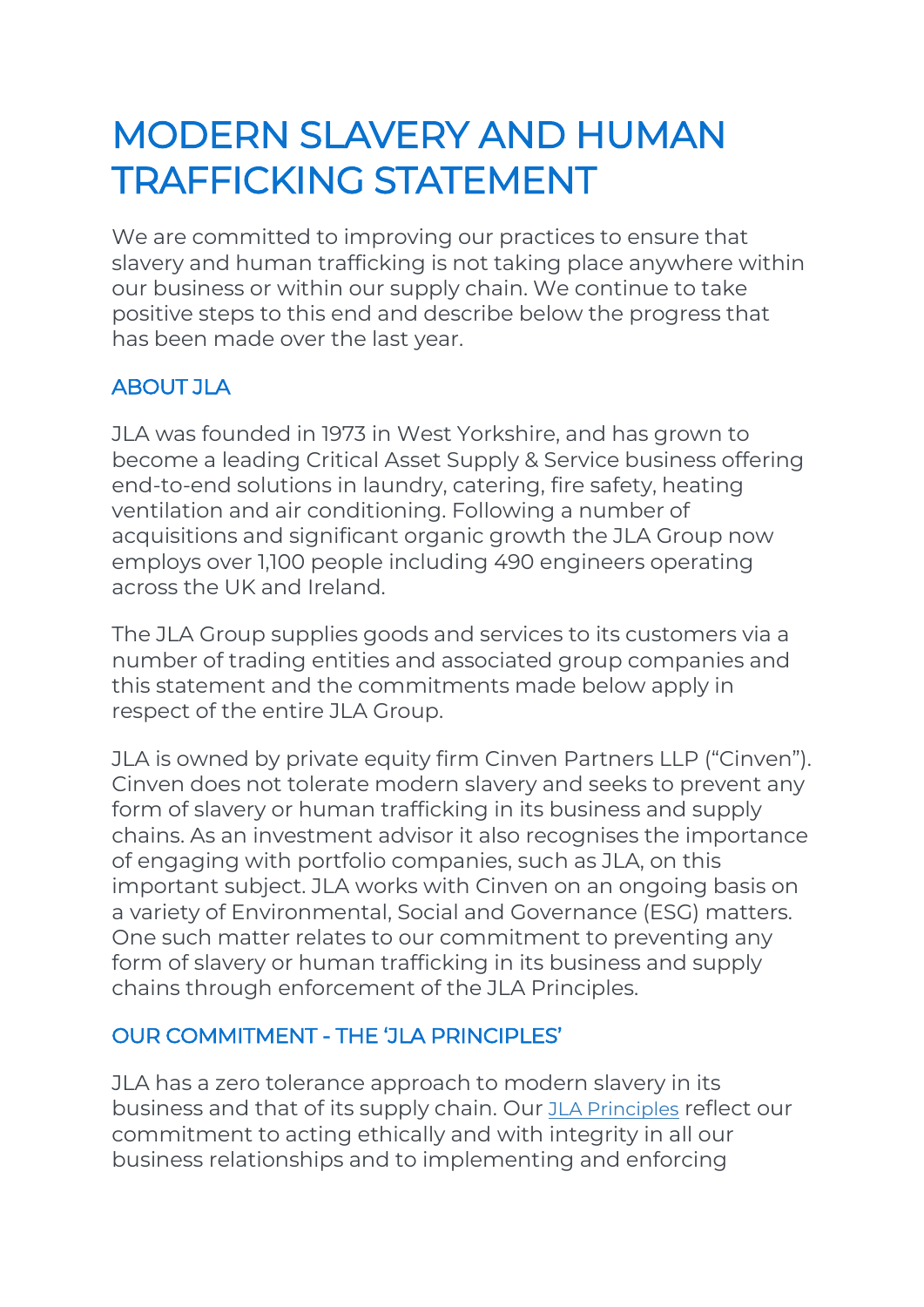# MODERN SLAVERY AND HUMAN TRAFFICKING STATEMENT

We are committed to improving our practices to ensure that slavery and human trafficking is not taking place anywhere within our business or within our supply chain. We continue to take positive steps to this end and describe below the progress that has been made over the last year.

## ABOUT JLA

JLA was founded in 1973 in West Yorkshire, and has grown to become a leading Critical Asset Supply & Service business offering end-to-end solutions in laundry, catering, fire safety, heating ventilation and air conditioning. Following a number of acquisitions and significant organic growth the JLA Group now employs over 1,100 people including 490 engineers operating across the UK and Ireland.

The JLA Group supplies goods and services to its customers via a number of trading entities and associated group companies and this statement and the commitments made below apply in respect of the entire JLA Group.

JLA is owned by private equity firm Cinven Partners LLP ("Cinven"). Cinven does not tolerate modern slavery and seeks to prevent any form of slavery or human trafficking in its business and supply chains. As an investment advisor it also recognises the importance of engaging with portfolio companies, such as JLA, on this important subject. JLA works with Cinven on an ongoing basis on a variety of Environmental, Social and Governance (ESG) matters. One such matter relates to our commitment to preventing any form of slavery or human trafficking in its business and supply chains through enforcement of the JLA Principles.

## OUR COMMITMENT - THE 'JLA PRINCIPLES'

JLA has a zero tolerance approach to modern slavery in its business and that of its supply chain. Our JLA Principles reflect our commitment to acting ethically and with integrity in all our business relationships and to implementing and enforcing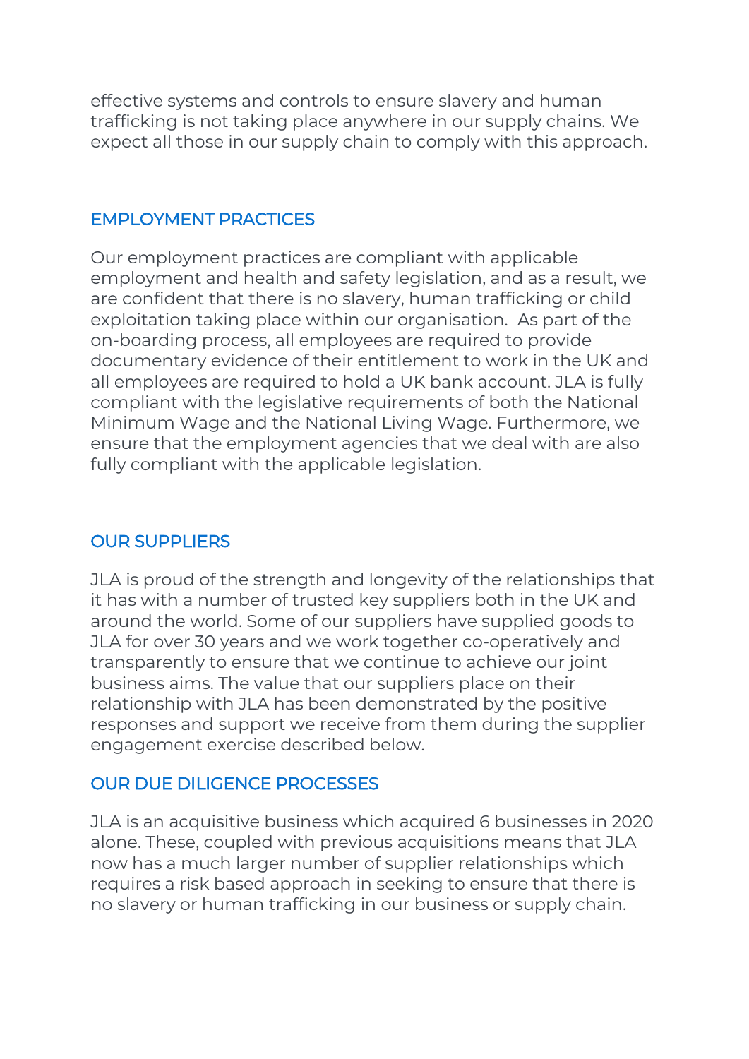effective systems and controls to ensure slavery and human trafficking is not taking place anywhere in our supply chains. We expect all those in our supply chain to comply with this approach.

## EMPLOYMENT PRACTICES

Our employment practices are compliant with applicable employment and health and safety legislation, and as a result, we are confident that there is no slavery, human trafficking or child exploitation taking place within our organisation. As part of the on-boarding process, all employees are required to provide documentary evidence of their entitlement to work in the UK and all employees are required to hold a UK bank account. JLA is fully compliant with the legislative requirements of both the National Minimum Wage and the National Living Wage. Furthermore, we ensure that the employment agencies that we deal with are also fully compliant with the applicable legislation.

## OUR SUPPLIERS

JLA is proud of the strength and longevity of the relationships that it has with a number of trusted key suppliers both in the UK and around the world. Some of our suppliers have supplied goods to JLA for over 30 years and we work together co-operatively and transparently to ensure that we continue to achieve our joint business aims. The value that our suppliers place on their relationship with JLA has been demonstrated by the positive responses and support we receive from them during the supplier engagement exercise described below.

## OUR DUE DILIGENCE PROCESSES

JLA is an acquisitive business which acquired 6 businesses in 2020 alone. These, coupled with previous acquisitions means that JLA now has a much larger number of supplier relationships which requires a risk based approach in seeking to ensure that there is no slavery or human trafficking in our business or supply chain.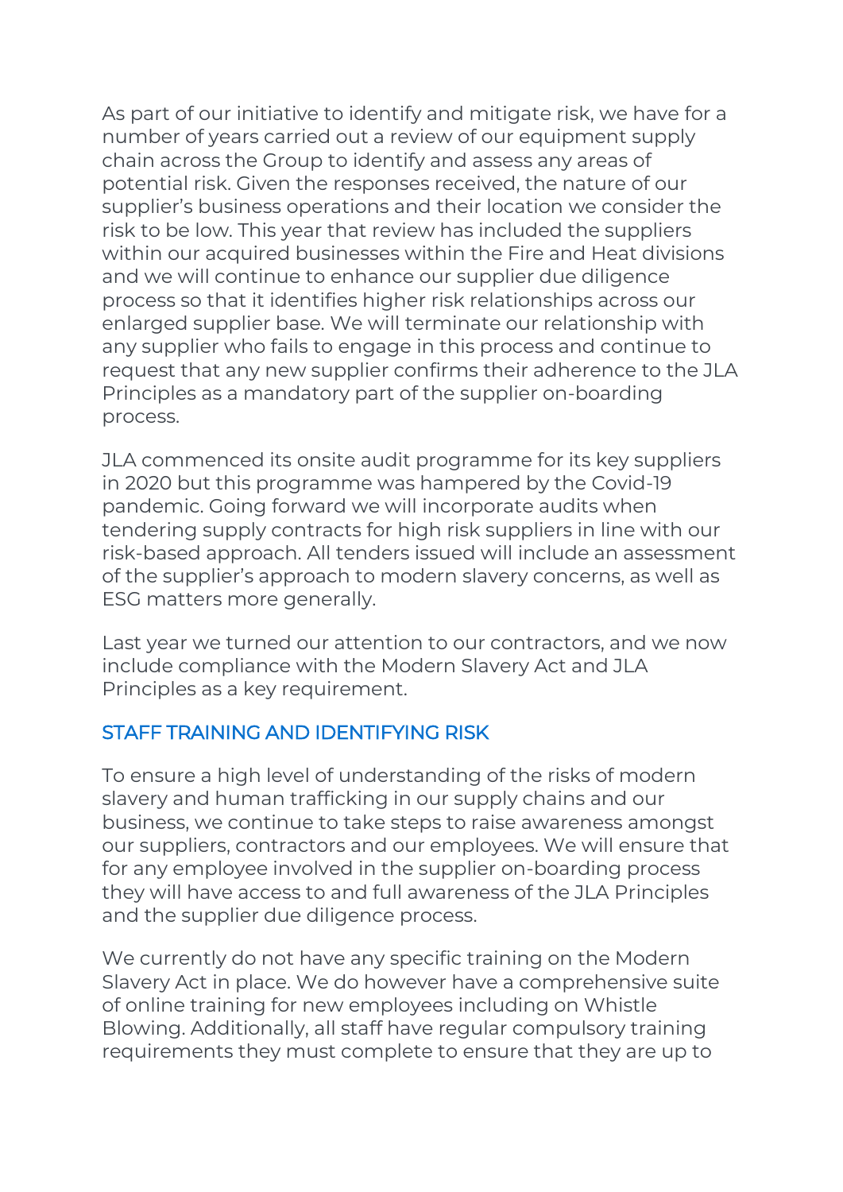As part of our initiative to identify and mitigate risk, we have for a number of years carried out a review of our equipment supply chain across the Group to identify and assess any areas of potential risk. Given the responses received, the nature of our supplier's business operations and their location we consider the risk to be low. This year that review has included the suppliers within our acquired businesses within the Fire and Heat divisions and we will continue to enhance our supplier due diligence process so that it identifies higher risk relationships across our enlarged supplier base. We will terminate our relationship with any supplier who fails to engage in this process and continue to request that any new supplier confirms their adherence to the JLA Principles as a mandatory part of the supplier on-boarding process.

JLA commenced its onsite audit programme for its key suppliers in 2020 but this programme was hampered by the Covid-19 pandemic. Going forward we will incorporate audits when tendering supply contracts for high risk suppliers in line with our risk-based approach. All tenders issued will include an assessment of the supplier's approach to modern slavery concerns, as well as ESG matters more generally.

Last year we turned our attention to our contractors, and we now include compliance with the Modern Slavery Act and JLA Principles as a key requirement.

## STAFF TRAINING AND IDENTIFYING RISK

To ensure a high level of understanding of the risks of modern slavery and human trafficking in our supply chains and our business, we continue to take steps to raise awareness amongst our suppliers, contractors and our employees. We will ensure that for any employee involved in the supplier on-boarding process they will have access to and full awareness of the JLA Principles and the supplier due diligence process.

We currently do not have any specific training on the Modern Slavery Act in place. We do however have a comprehensive suite of online training for new employees including on Whistle Blowing. Additionally, all staff have regular compulsory training requirements they must complete to ensure that they are up to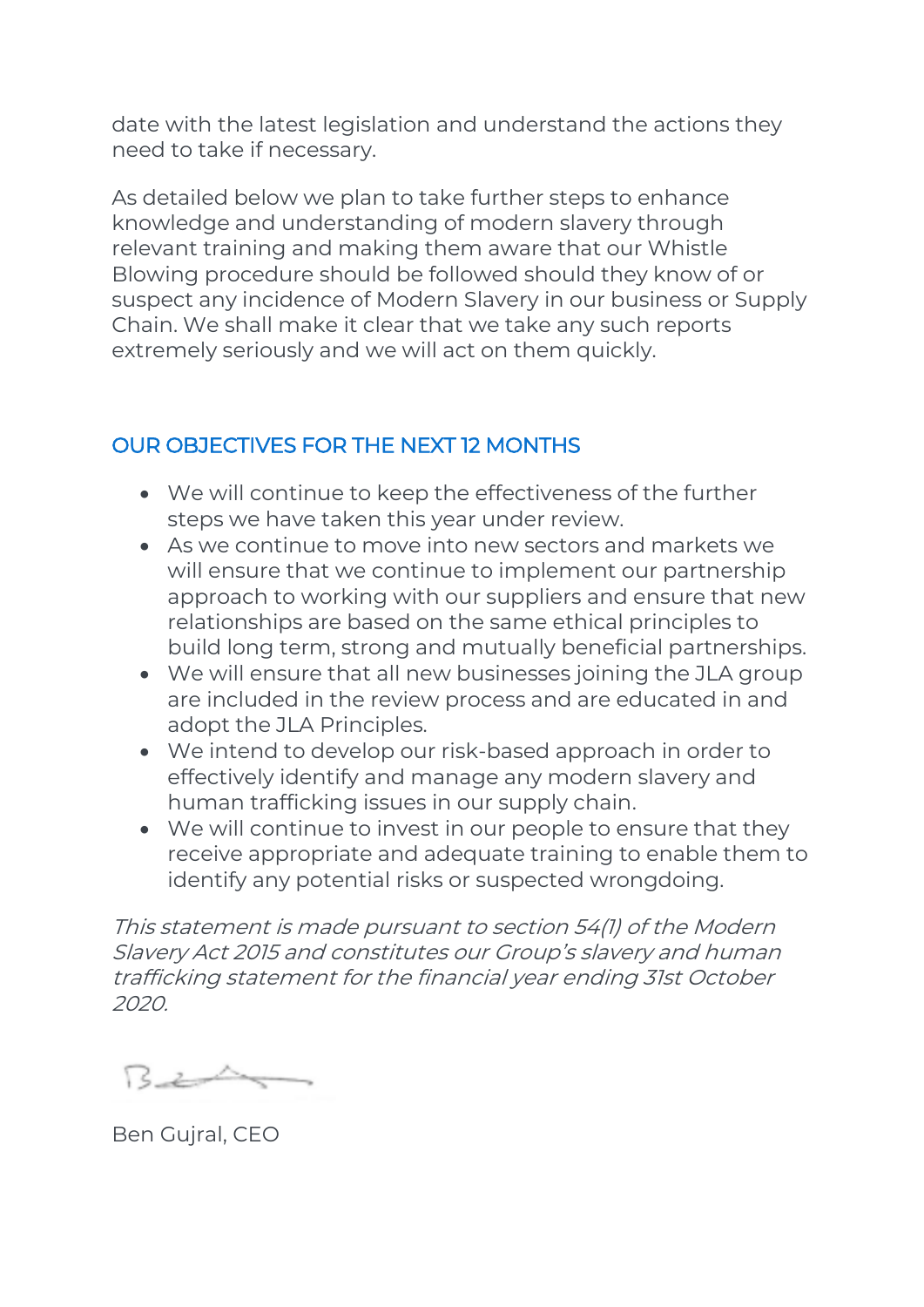date with the latest legislation and understand the actions they need to take if necessary.

As detailed below we plan to take further steps to enhance knowledge and understanding of modern slavery through relevant training and making them aware that our Whistle Blowing procedure should be followed should they know of or suspect any incidence of Modern Slavery in our business or Supply Chain. We shall make it clear that we take any such reports extremely seriously and we will act on them quickly.

## OUR OBJECTIVES FOR THE NEXT 12 MONTHS

- We will continue to keep the effectiveness of the further steps we have taken this year under review.
- As we continue to move into new sectors and markets we will ensure that we continue to implement our partnership approach to working with our suppliers and ensure that new relationships are based on the same ethical principles to build long term, strong and mutually beneficial partnerships.
- We will ensure that all new businesses joining the JLA group are included in the review process and are educated in and adopt the JLA Principles.
- We intend to develop our risk-based approach in order to effectively identify and manage any modern slavery and human trafficking issues in our supply chain.
- We will continue to invest in our people to ensure that they receive appropriate and adequate training to enable them to identify any potential risks or suspected wrongdoing.

*This statement is made pursuant to section 54(1) of the Modern Slavery Act 2015 and constitutes our Group's slavery and human trafficking statement for the financial year ending 31st October 2020.*

Ben Gujral, CEO